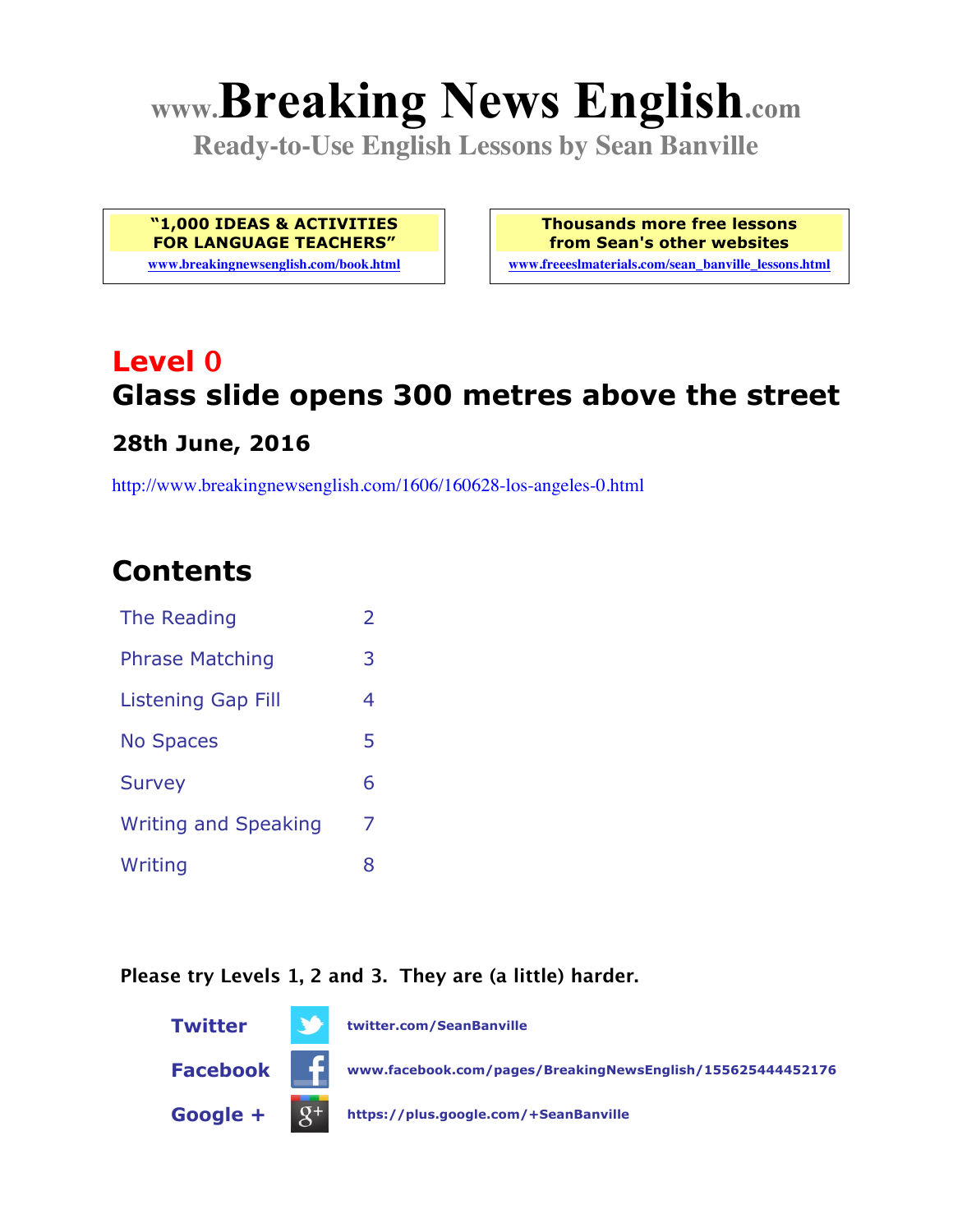# www.Breaking News English.com

**Ready-to-Use English Lessons by Sean Banville**

**"1,000 IDEAS & ACTIVITIES FOR LANGUAGE TEACHERS"**
www.breakingnewsenglish.com/book.html

**Thousands more free lessons from Sean's other websites**
www.freeeslmaterials.com/sean_banville_lessons.html

## Level 0
## Glass slide opens 300 metres above the street

### 28th June, 2016

http://www.breakingnewsenglish.com/1606/160628-los-angeles-0.html

## Contents

| | |
|---|---|
| The Reading | 2 |
| Phrase Matching | 3 |
| Listening Gap Fill | 4 |
| No Spaces | 5 |
| Survey | 6 |
| Writing and Speaking | 7 |
| Writing | 8 |

**Please try Levels 1, 2 and 3. They are (a little) harder.**

**Twitter** twitter.com/SeanBanville

**Facebook** www.facebook.com/pages/BreakingNewsEnglish/155625444452176

**Google +** https://plus.google.com/+SeanBanville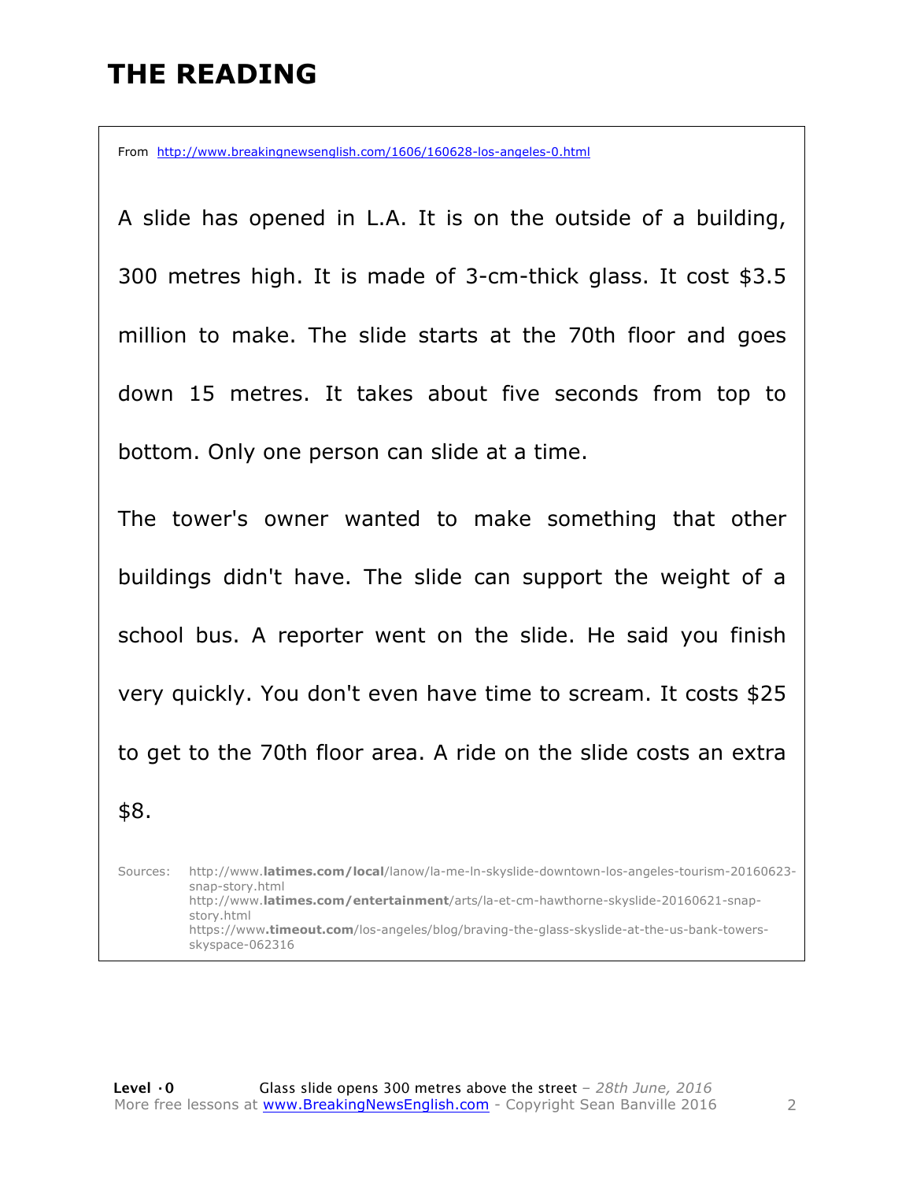# THE READING

From http://www.breakingnewsenglish.com/1606/160628-los-angeles-0.html

A slide has opened in L.A. It is on the outside of a building, 300 metres high. It is made of 3-cm-thick glass. It cost $3.5 million to make. The slide starts at the 70th floor and goes down 15 metres. It takes about five seconds from top to bottom. Only one person can slide at a time.

The tower's owner wanted to make something that other buildings didn't have. The slide can support the weight of a school bus. A reporter went on the slide. He said you finish very quickly. You don't even have time to scream. It costs $25 to get to the 70th floor area. A ride on the slide costs an extra $8.

Sources:
http://www.latimes.com/local/lanow/la-me-ln-skyslide-downtown-los-angeles-tourism-20160623-snap-story.html
http://www.latimes.com/entertainment/arts/la-et-cm-hawthorne-skyslide-20160621-snap-story.html
https://www.timeout.com/los-angeles/blog/braving-the-glass-skyslide-at-the-us-bank-towers-skyspace-062316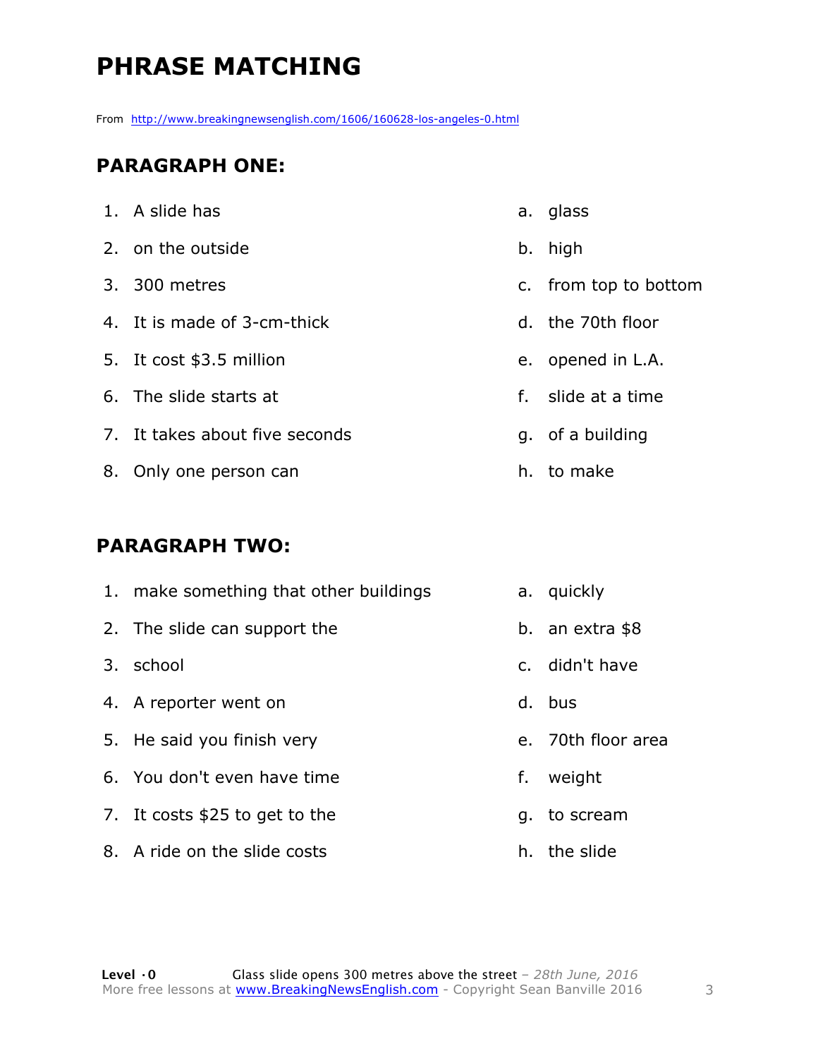# PHRASE MATCHING

From http://www.breakingnewsenglish.com/1606/160628-los-angeles-0.html

## PARAGRAPH ONE:

| | | | |
|---|---|---|---|
| 1. | A slide has | a. | glass |
| 2. | on the outside | b. | high |
| 3. | 300 metres | c. | from top to bottom |
| 4. | It is made of 3-cm-thick | d. | the 70th floor |
| 5. | It cost $3.5 million | e. | opened in L.A. |
| 6. | The slide starts at | f. | slide at a time |
| 7. | It takes about five seconds | g. | of a building |
| 8. | Only one person can | h. | to make |

## PARAGRAPH TWO:

| | | | |
|---|---|---|---|
| 1. | make something that other buildings | a. | quickly |
| 2. | The slide can support the | b. | an extra $8 |
| 3. | school | c. | didn't have |
| 4. | A reporter went on | d. | bus |
| 5. | He said you finish very | e. | 70th floor area |
| 6. | You don't even have time | f. | weight |
| 7. | It costs $25 to get to the | g. | to scream |
| 8. | A ride on the slide costs | h. | the slide |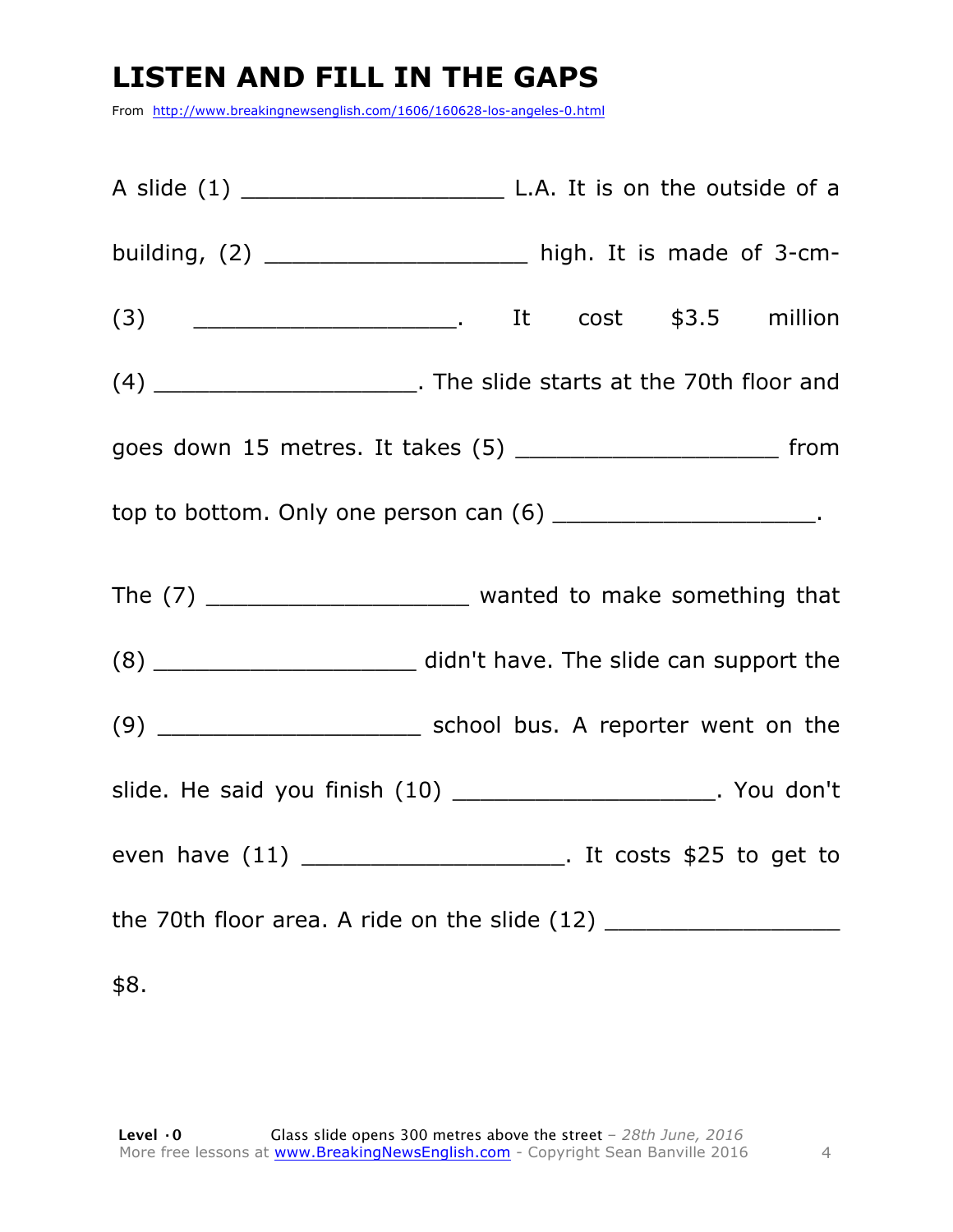# LISTEN AND FILL IN THE GAPS

From http://www.breakingnewsenglish.com/1606/160628-los-angeles-0.html

A slide (1) ___________________ L.A. It is on the outside of a building, (2) ___________________ high. It is made of 3-cm-(3) ___________________. It cost $3.5 million (4) ___________________. The slide starts at the 70th floor and goes down 15 metres. It takes (5) ___________________ from top to bottom. Only one person can (6) ___________________.

The (7) ___________________ wanted to make something that (8) ___________________ didn't have. The slide can support the (9) ___________________ school bus. A reporter went on the slide. He said you finish (10) ___________________. You don't even have (11) ___________________. It costs $25 to get to the 70th floor area. A ride on the slide (12) _________________ $8.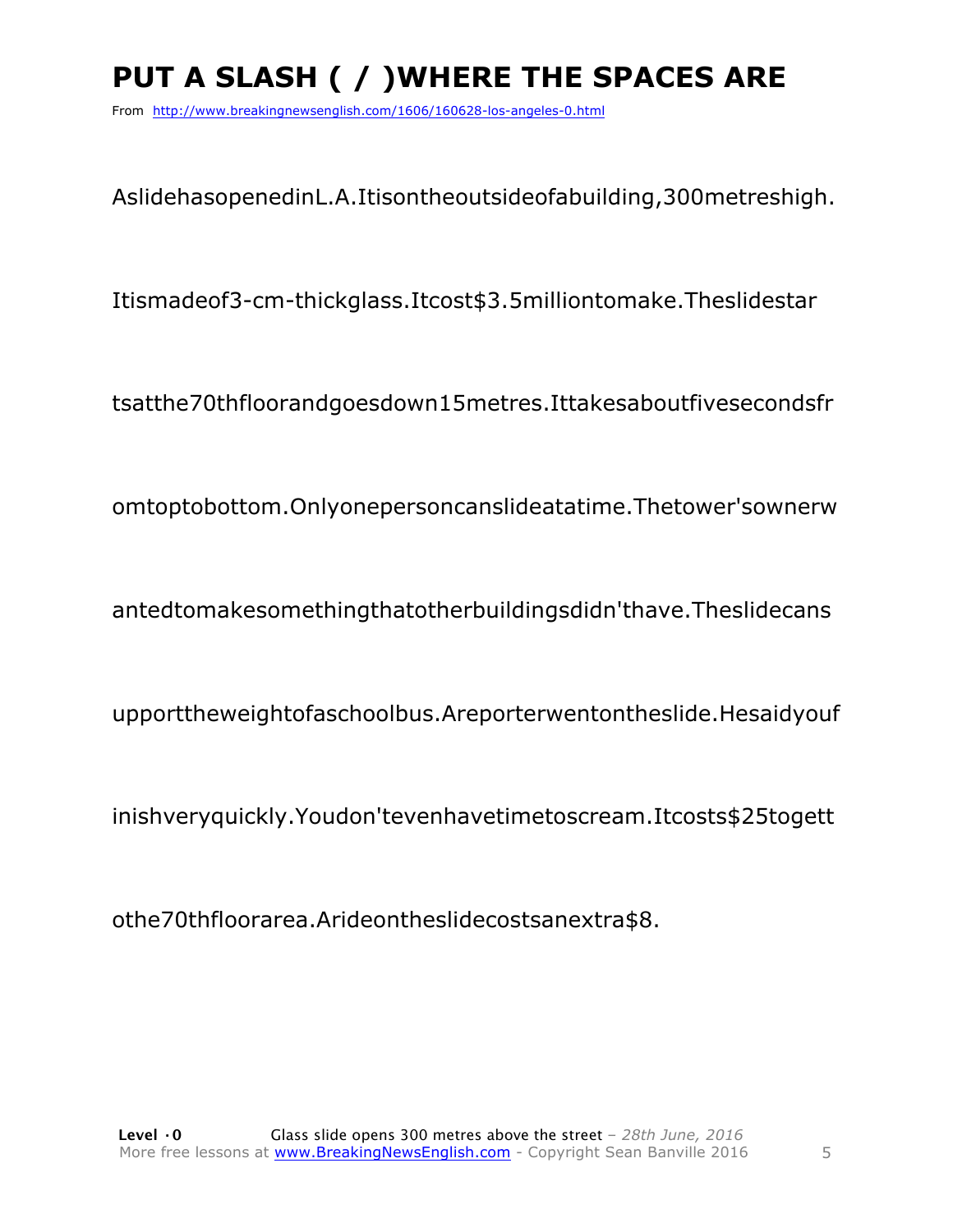# PUT A SLASH ( / )WHERE THE SPACES ARE

From http://www.breakingnewsenglish.com/1606/160628-los-angeles-0.html

AslidehasopenedinL.A.Itisontheoutsideofabuilding,300metreshigh.

Itismadeof3-cm-thickglass.Itcost$3.5milliontomake.Theslidestar

tsatthe70thfloorandgoesdown15metres.Ittakesaboutfivesecondsfr

omtoptobottom.Onlyonepersoncanslideatatime.Thetower'sownerw

antedtomakesomethingthatotherbuildingsdidn'thave.Theslidecans

upporttheweightofaschoolbus.Areporterwentontheslide.Hesaidyouf

inishveryquickly.Youdon'tevenhavetimetoscream.Itcosts$25togett

othe70thfloorarea.Arideontheslidecostsanextra$8.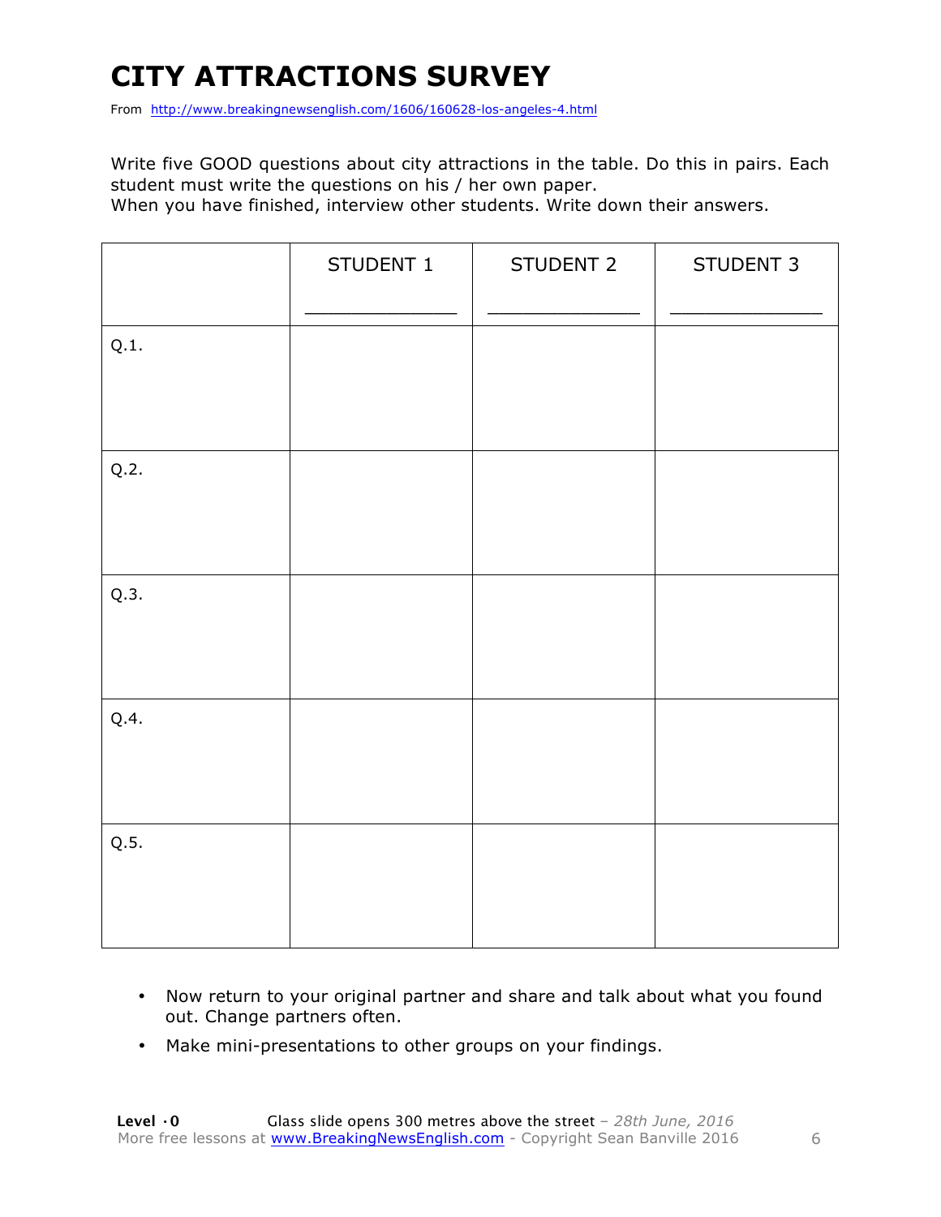# CITY ATTRACTIONS SURVEY

From http://www.breakingnewsenglish.com/1606/160628-los-angeles-4.html

Write five GOOD questions about city attractions in the table. Do this in pairs. Each student must write the questions on his / her own paper.
When you have finished, interview other students. Write down their answers.

| | STUDENT 1<br>_____________ | STUDENT 2<br>_____________ | STUDENT 3<br>_____________ |
|---|---|---|---|
| Q.1. | | | |
| Q.2. | | | |
| Q.3. | | | |
| Q.4. | | | |
| Q.5. | | | |

- Now return to your original partner and share and talk about what you found out. Change partners often.
- Make mini-presentations to other groups on your findings.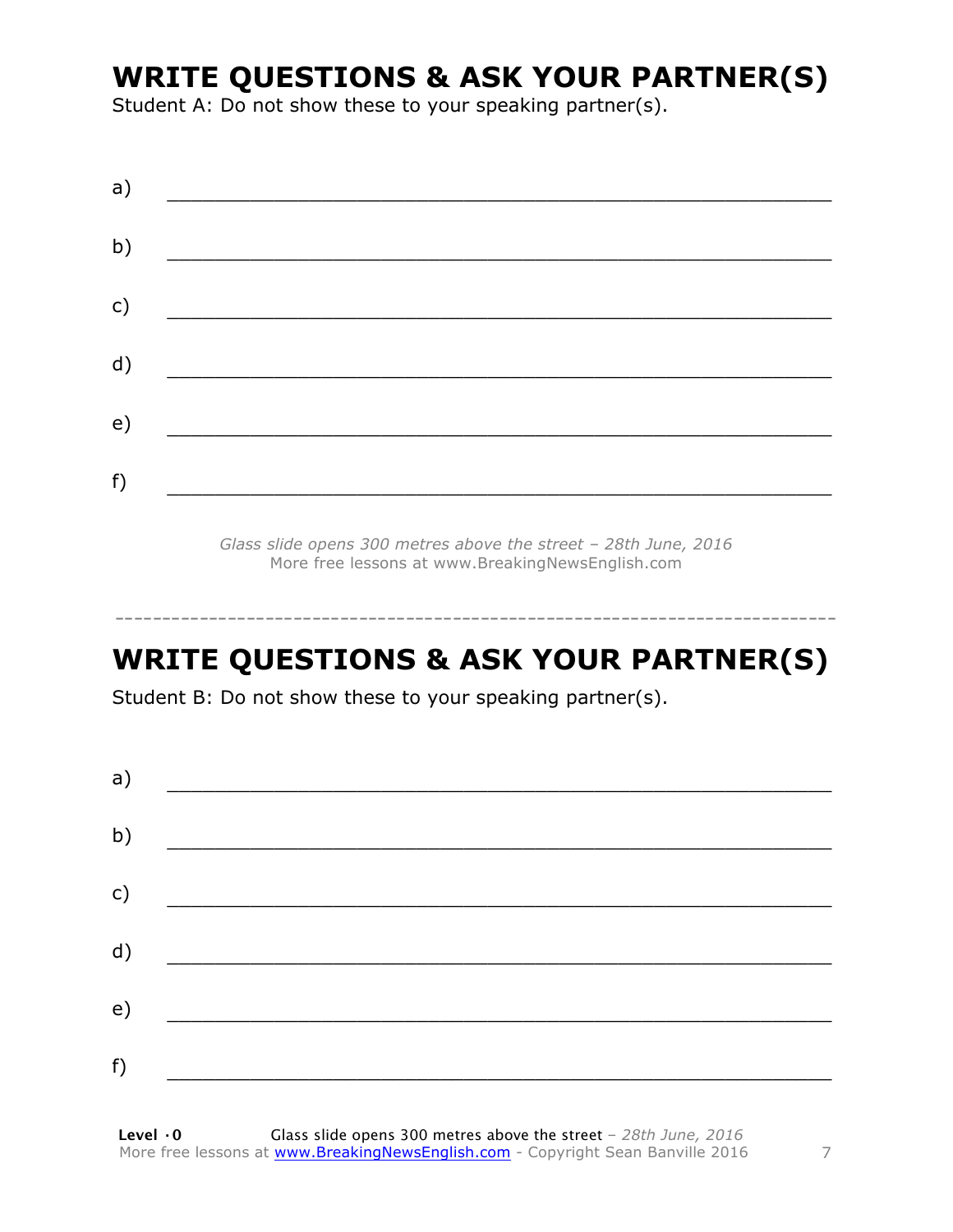# WRITE QUESTIONS & ASK YOUR PARTNER(S)

Student A: Do not show these to your speaking partner(s).

a) ___________________________________________________________

b) ___________________________________________________________

c) ___________________________________________________________

d) ___________________________________________________________

e) ___________________________________________________________

f) ___________________________________________________________

*Glass slide opens 300 metres above the street – 28th June, 2016*
More free lessons at www.BreakingNewsEnglish.com

-----------------------------------------------------------------------------

# WRITE QUESTIONS & ASK YOUR PARTNER(S)

Student B: Do not show these to your speaking partner(s).

a) ___________________________________________________________

b) ___________________________________________________________

c) ___________________________________________________________

d) ___________________________________________________________

e) ___________________________________________________________

f) ___________________________________________________________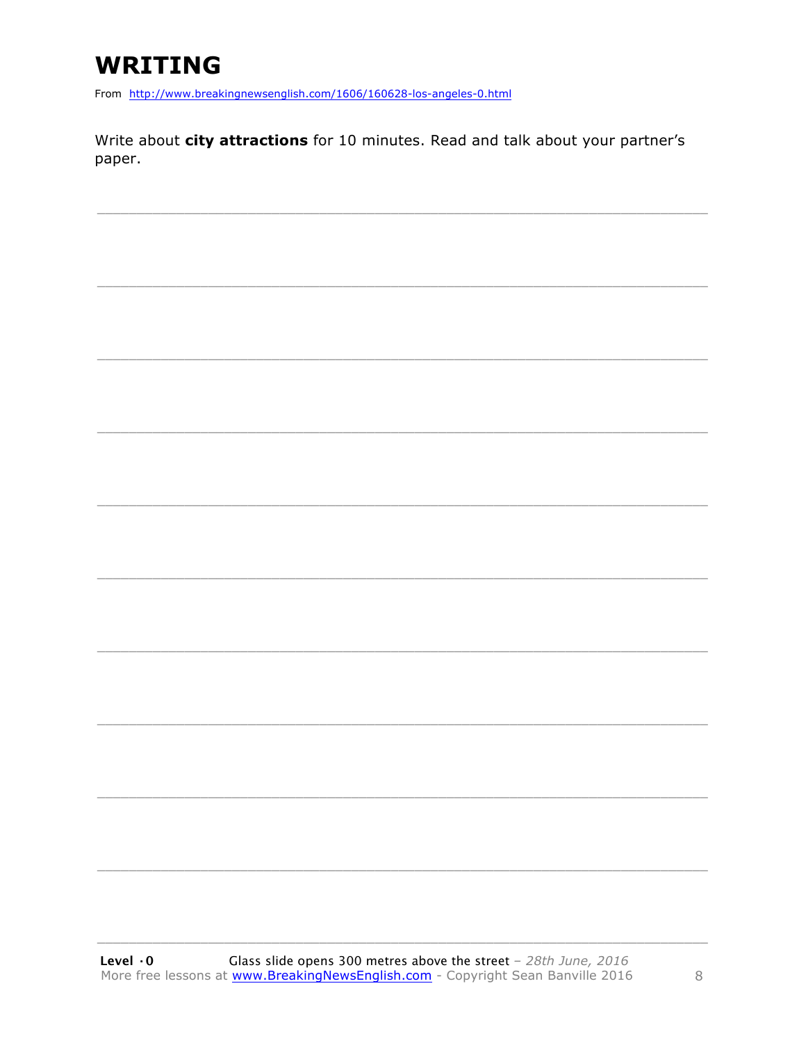# WRITING

From http://www.breakingnewsenglish.com/1606/160628-los-angeles-0.html

Write about **city attractions** for 10 minutes. Read and talk about your partner's paper.

___________________________________________________________________________

___________________________________________________________________________

___________________________________________________________________________

___________________________________________________________________________

___________________________________________________________________________

___________________________________________________________________________

___________________________________________________________________________

___________________________________________________________________________

___________________________________________________________________________

___________________________________________________________________________

___________________________________________________________________________